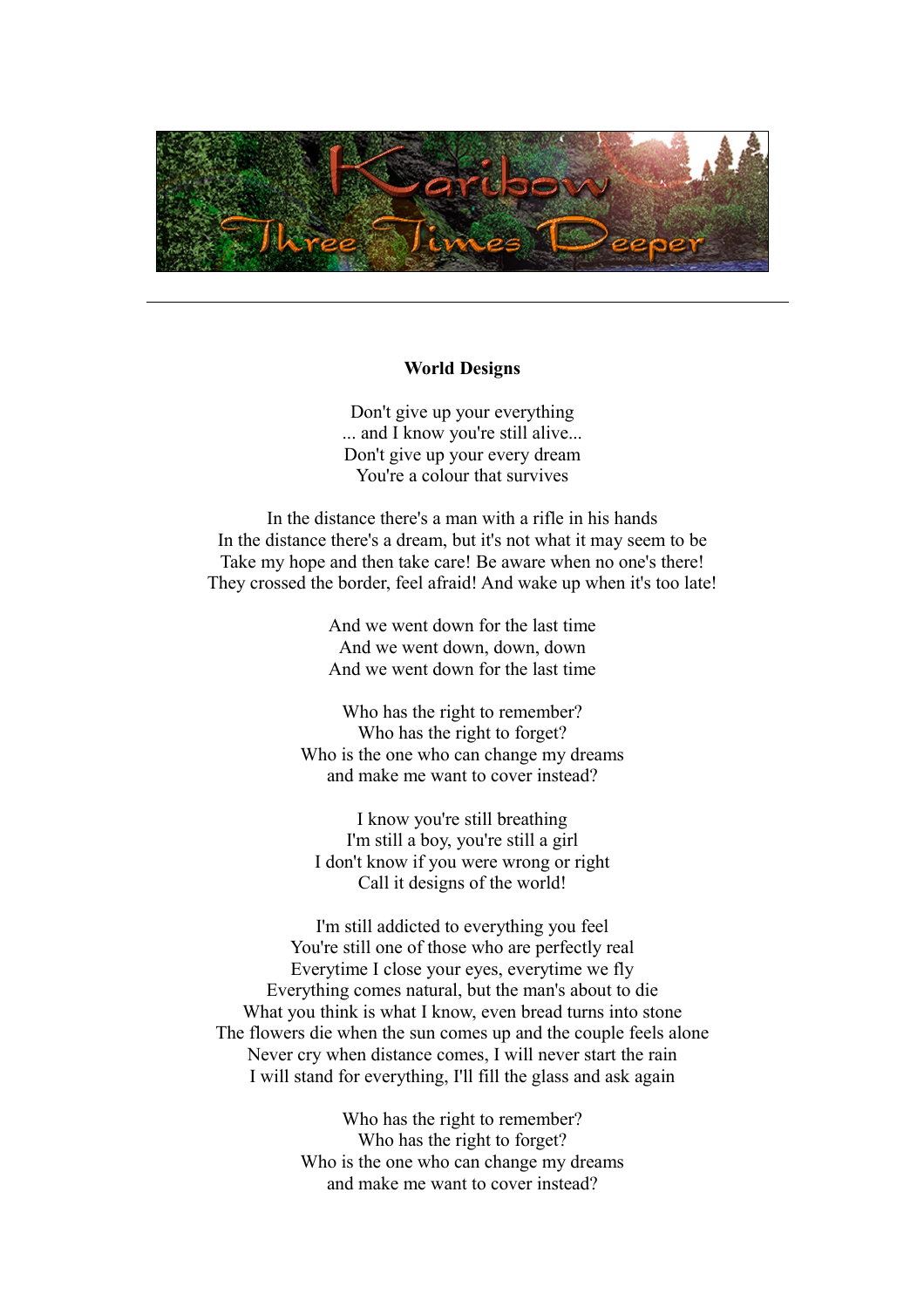Karibow

Three Times Deeper

---

**World Designs**

Don't give up your everything
... and I know you're still alive...
Don't give up your every dream
You're a colour that survives

In the distance there's a man with a rifle in his hands
In the distance there's a dream, but it's not what it may seem to be
Take my hope and then take care! Be aware when no one's there!
They crossed the border, feel afraid! And wake up when it's too late!

And we went down for the last time
And we went down, down, down
And we went down for the last time

Who has the right to remember?
Who has the right to forget?
Who is the one who can change my dreams
and make me want to cover instead?

I know you're still breathing
I'm still a boy, you're still a girl
I don't know if you were wrong or right
Call it designs of the world!

I'm still addicted to everything you feel
You're still one of those who are perfectly real
Everytime I close your eyes, everytime we fly
Everything comes natural, but the man's about to die
What you think is what I know, even bread turns into stone
The flowers die when the sun comes up and the couple feels alone
Never cry when distance comes, I will never start the rain
I will stand for everything, I'll fill the glass and ask again

Who has the right to remember?
Who has the right to forget?
Who is the one who can change my dreams
and make me want to cover instead?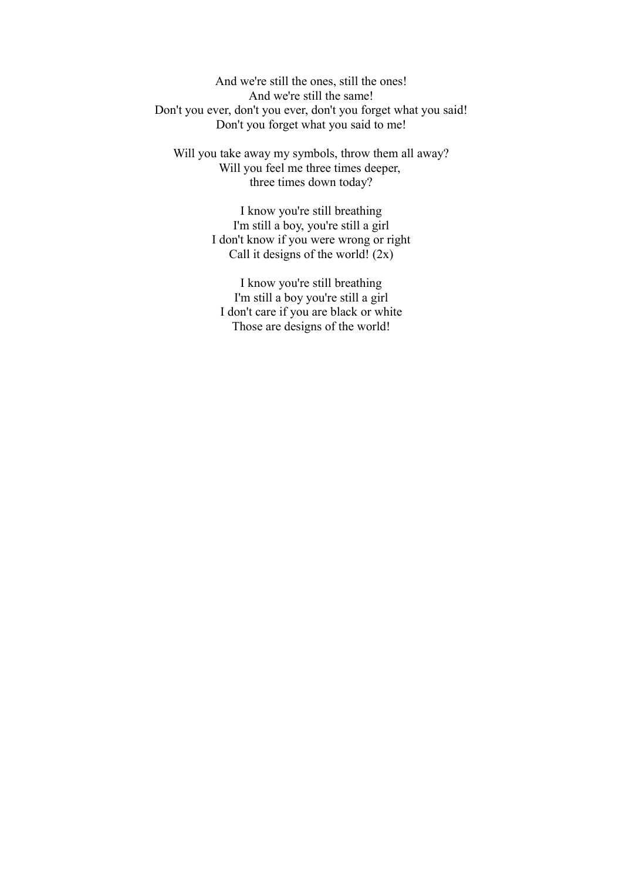And we're still the ones, still the ones!
And we're still the same!
Don't you ever, don't you ever, don't you forget what you said!
Don't you forget what you said to me!

Will you take away my symbols, throw them all away?
Will you feel me three times deeper,
three times down today?

I know you're still breathing
I'm still a boy, you're still a girl
I don't know if you were wrong or right
Call it designs of the world! (2x)

I know you're still breathing
I'm still a boy you're still a girl
I don't care if you are black or white
Those are designs of the world!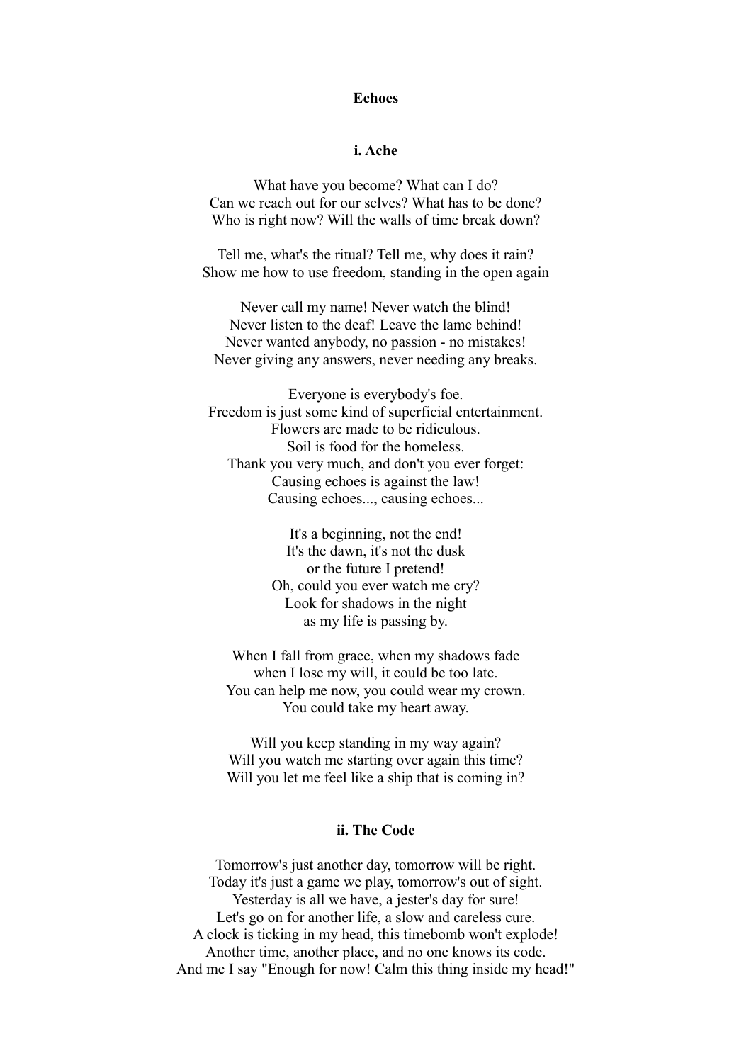# Echoes

## i. Ache

What have you become? What can I do?  
Can we reach out for our selves? What has to be done?  
Who is right now? Will the walls of time break down?

Tell me, what's the ritual? Tell me, why does it rain?  
Show me how to use freedom, standing in the open again

Never call my name! Never watch the blind!  
Never listen to the deaf! Leave the lame behind!  
Never wanted anybody, no passion - no mistakes!  
Never giving any answers, never needing any breaks.

Everyone is everybody's foe.  
Freedom is just some kind of superficial entertainment.  
Flowers are made to be ridiculous.  
Soil is food for the homeless.  
Thank you very much, and don't you ever forget:  
Causing echoes is against the law!  
Causing echoes..., causing echoes...

It's a beginning, not the end!  
It's the dawn, it's not the dusk  
or the future I pretend!  
Oh, could you ever watch me cry?  
Look for shadows in the night  
as my life is passing by.

When I fall from grace, when my shadows fade  
when I lose my will, it could be too late.  
You can help me now, you could wear my crown.  
You could take my heart away.

Will you keep standing in my way again?  
Will you watch me starting over again this time?  
Will you let me feel like a ship that is coming in?

## ii. The Code

Tomorrow's just another day, tomorrow will be right.  
Today it's just a game we play, tomorrow's out of sight.  
Yesterday is all we have, a jester's day for sure!  
Let's go on for another life, a slow and careless cure.  
A clock is ticking in my head, this timebomb won't explode!  
Another time, another place, and no one knows its code.  
And me I say "Enough for now! Calm this thing inside my head!"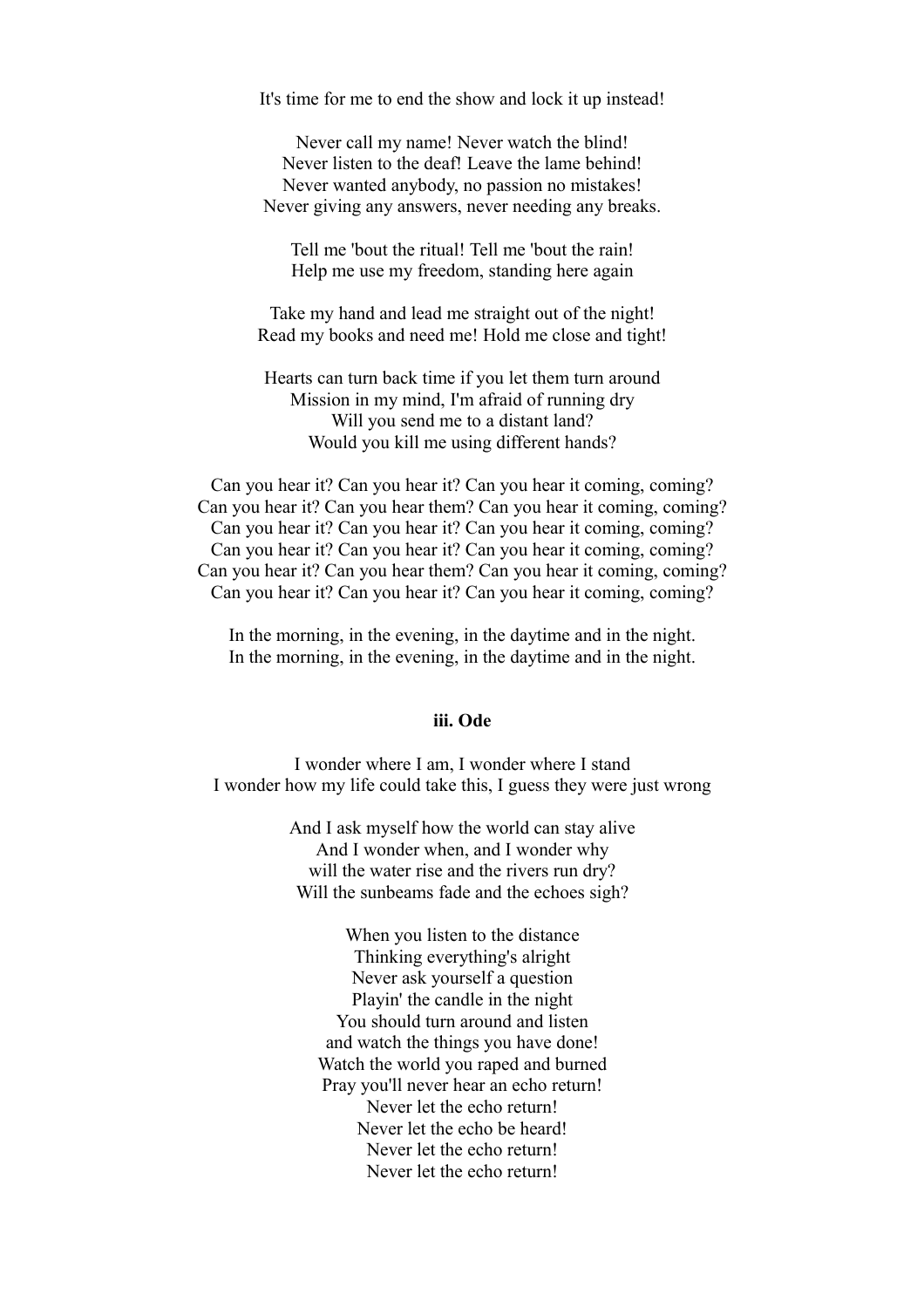It's time for me to end the show and lock it up instead!

Never call my name! Never watch the blind!
Never listen to the deaf! Leave the lame behind!
Never wanted anybody, no passion no mistakes!
Never giving any answers, never needing any breaks.

Tell me 'bout the ritual! Tell me 'bout the rain!
Help me use my freedom, standing here again

Take my hand and lead me straight out of the night!
Read my books and need me! Hold me close and tight!

Hearts can turn back time if you let them turn around
Mission in my mind, I'm afraid of running dry
Will you send me to a distant land?
Would you kill me using different hands?

Can you hear it? Can you hear it? Can you hear it coming, coming?
Can you hear it? Can you hear them? Can you hear it coming, coming?
Can you hear it? Can you hear it? Can you hear it coming, coming?
Can you hear it? Can you hear it? Can you hear it coming, coming?
Can you hear it? Can you hear them? Can you hear it coming, coming?
Can you hear it? Can you hear it? Can you hear it coming, coming?

In the morning, in the evening, in the daytime and in the night.
In the morning, in the evening, in the daytime and in the night.

### iii. Ode

I wonder where I am, I wonder where I stand
I wonder how my life could take this, I guess they were just wrong

And I ask myself how the world can stay alive
And I wonder when, and I wonder why
will the water rise and the rivers run dry?
Will the sunbeams fade and the echoes sigh?

When you listen to the distance
Thinking everything's alright
Never ask yourself a question
Playin' the candle in the night
You should turn around and listen
and watch the things you have done!
Watch the world you raped and burned
Pray you'll never hear an echo return!
Never let the echo return!
Never let the echo be heard!
Never let the echo return!
Never let the echo return!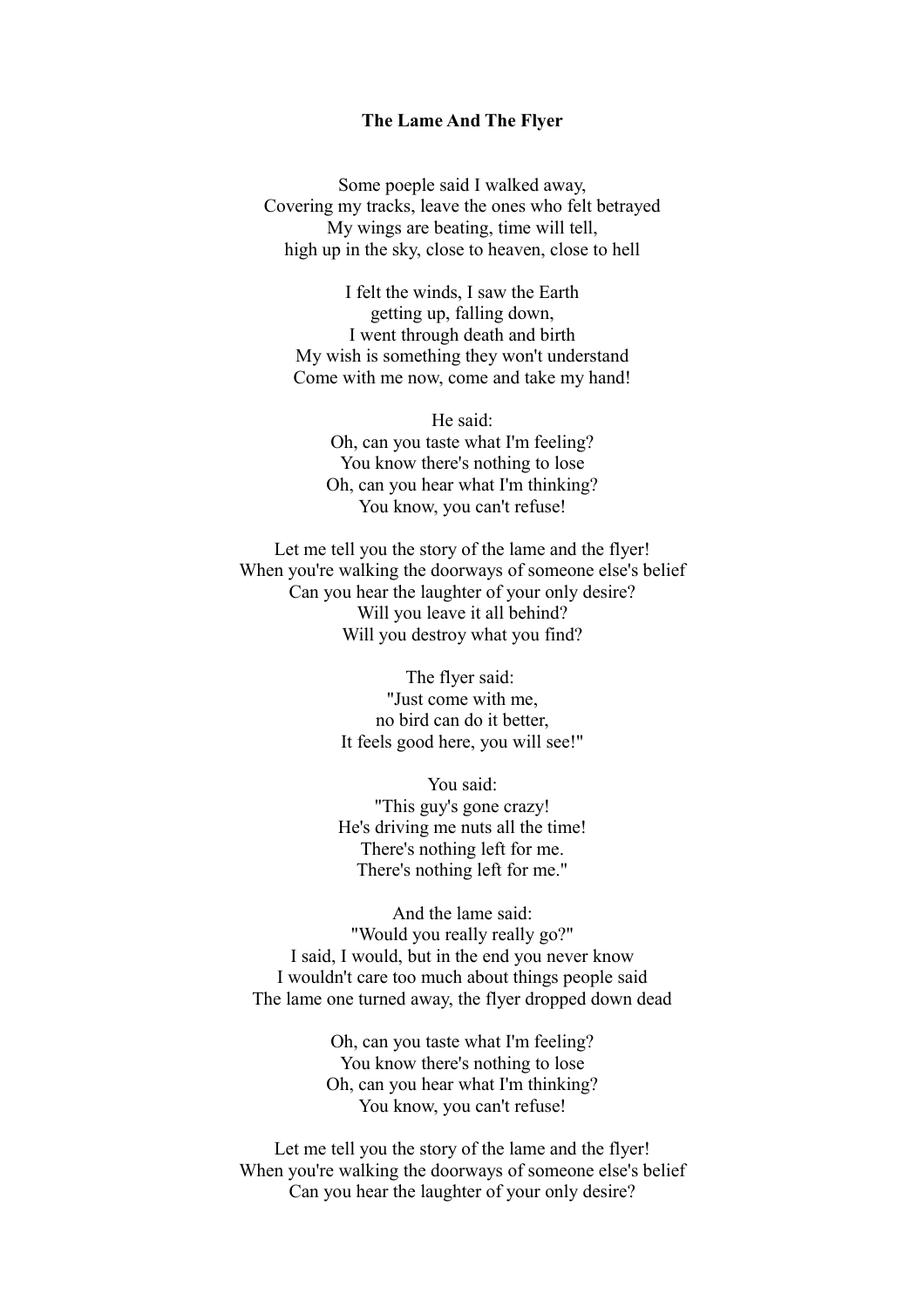**The Lame And The Flyer**

Some poeple said I walked away,  
Covering my tracks, leave the ones who felt betrayed  
My wings are beating, time will tell,  
high up in the sky, close to heaven, close to hell

I felt the winds, I saw the Earth  
getting up, falling down,  
I went through death and birth  
My wish is something they won't understand  
Come with me now, come and take my hand!

He said:  
Oh, can you taste what I'm feeling?  
You know there's nothing to lose  
Oh, can you hear what I'm thinking?  
You know, you can't refuse!

Let me tell you the story of the lame and the flyer!  
When you're walking the doorways of someone else's belief  
Can you hear the laughter of your only desire?  
Will you leave it all behind?  
Will you destroy what you find?

The flyer said:  
"Just come with me,  
no bird can do it better,  
It feels good here, you will see!"

You said:  
"This guy's gone crazy!  
He's driving me nuts all the time!  
There's nothing left for me.  
There's nothing left for me."

And the lame said:  
"Would you really really go?"  
I said, I would, but in the end you never know  
I wouldn't care too much about things people said  
The lame one turned away, the flyer dropped down dead

Oh, can you taste what I'm feeling?  
You know there's nothing to lose  
Oh, can you hear what I'm thinking?  
You know, you can't refuse!

Let me tell you the story of the lame and the flyer!  
When you're walking the doorways of someone else's belief  
Can you hear the laughter of your only desire?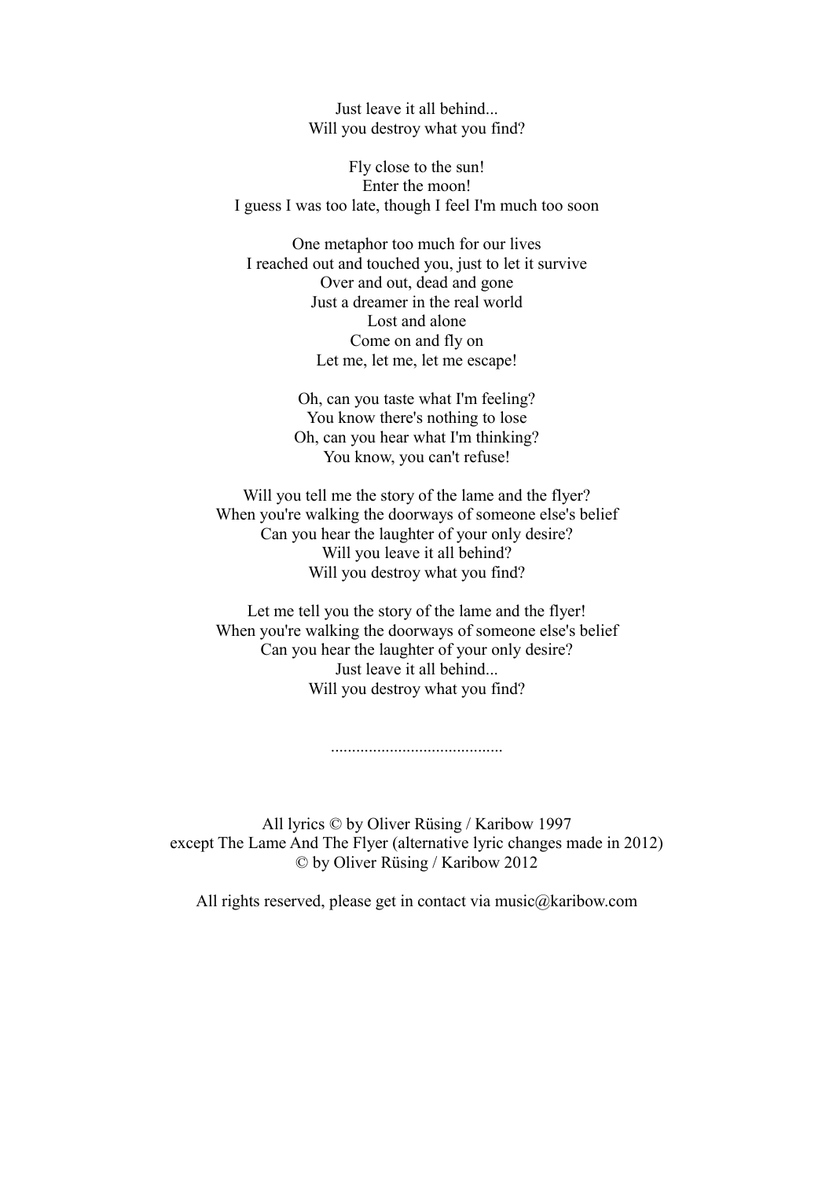Just leave it all behind...
Will you destroy what you find?

Fly close to the sun!
Enter the moon!
I guess I was too late, though I feel I'm much too soon

One metaphor too much for our lives
I reached out and touched you, just to let it survive
Over and out, dead and gone
Just a dreamer in the real world
Lost and alone
Come on and fly on
Let me, let me, let me escape!

Oh, can you taste what I'm feeling?
You know there's nothing to lose
Oh, can you hear what I'm thinking?
You know, you can't refuse!

Will you tell me the story of the lame and the flyer?
When you're walking the doorways of someone else's belief
Can you hear the laughter of your only desire?
Will you leave it all behind?
Will you destroy what you find?

Let me tell you the story of the lame and the flyer!
When you're walking the doorways of someone else's belief
Can you hear the laughter of your only desire?
Just leave it all behind...
Will you destroy what you find?

.........................................

All lyrics © by Oliver Rüsing / Karibow 1997
except The Lame And The Flyer (alternative lyric changes made in 2012)
© by Oliver Rüsing / Karibow 2012

All rights reserved, please get in contact via music@karibow.com